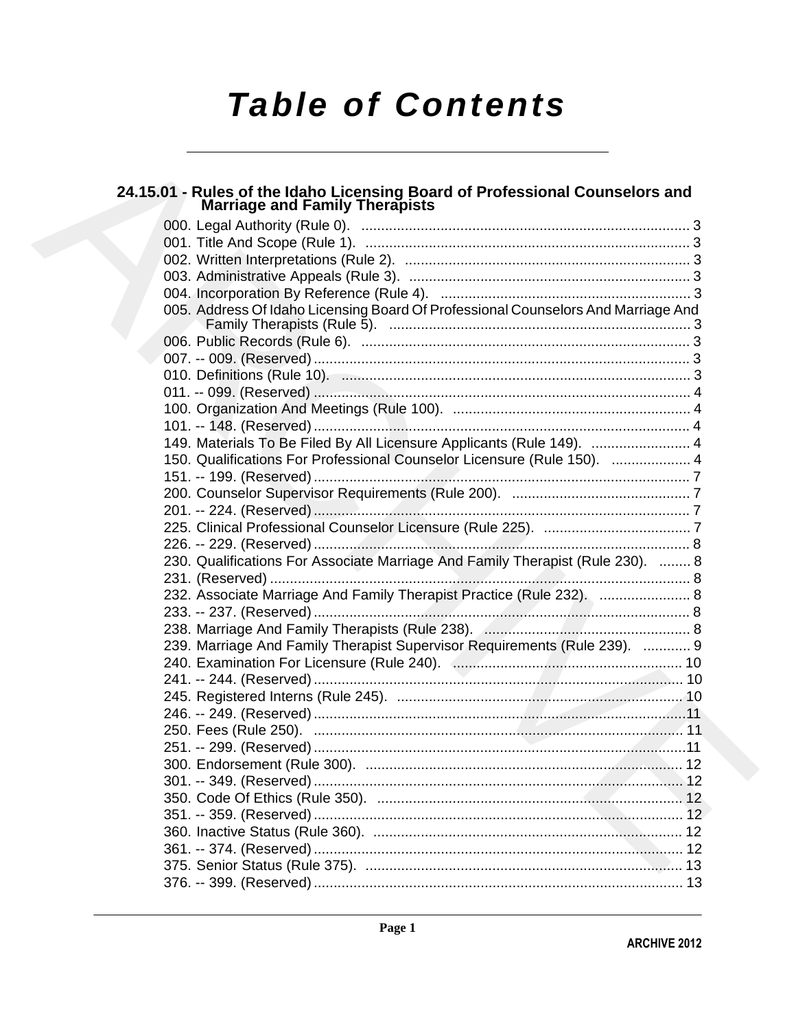# Table of Contents

## 24.15.01 - Rules of the Idaho Licensing Board of Professional Counselors and Marriage and Family Therapists

000. Legal Authority (Rule 0). ... 3
001. Title And Scope (Rule 1). ... 3
002. Written Interpretations (Rule 2). ... 3
003. Administrative Appeals (Rule 3). ... 3
004. Incorporation By Reference (Rule 4). ... 3
005. Address Of Idaho Licensing Board Of Professional Counselors And Marriage And Family Therapists (Rule 5). ... 3
006. Public Records (Rule 6). ... 3
007. -- 009. (Reserved) ... 3
010. Definitions (Rule 10). ... 3
011. -- 099. (Reserved) ... 4
100. Organization And Meetings (Rule 100). ... 4
101. -- 148. (Reserved) ... 4
149. Materials To Be Filed By All Licensure Applicants (Rule 149). ... 4
150. Qualifications For Professional Counselor Licensure (Rule 150). ... 4
151. -- 199. (Reserved) ... 7
200. Counselor Supervisor Requirements (Rule 200). ... 7
201. -- 224. (Reserved) ... 7
225. Clinical Professional Counselor Licensure (Rule 225). ... 7
226. -- 229. (Reserved) ... 8
230. Qualifications For Associate Marriage And Family Therapist (Rule 230). ... 8
231. (Reserved) ... 8
232. Associate Marriage And Family Therapist Practice (Rule 232). ... 8
233. -- 237. (Reserved) ... 8
238. Marriage And Family Therapists (Rule 238). ... 8
239. Marriage And Family Therapist Supervisor Requirements (Rule 239). ... 9
240. Examination For Licensure (Rule 240). ... 10
241. -- 244. (Reserved) ... 10
245. Registered Interns (Rule 245). ... 10
246. -- 249. (Reserved) ... 11
250. Fees (Rule 250). ... 11
251. -- 299. (Reserved) ... 11
300. Endorsement (Rule 300). ... 12
301. -- 349. (Reserved) ... 12
350. Code Of Ethics (Rule 350). ... 12
351. -- 359. (Reserved) ... 12
360. Inactive Status (Rule 360). ... 12
361. -- 374. (Reserved) ... 12
375. Senior Status (Rule 375). ... 13
376. -- 399. (Reserved) ... 13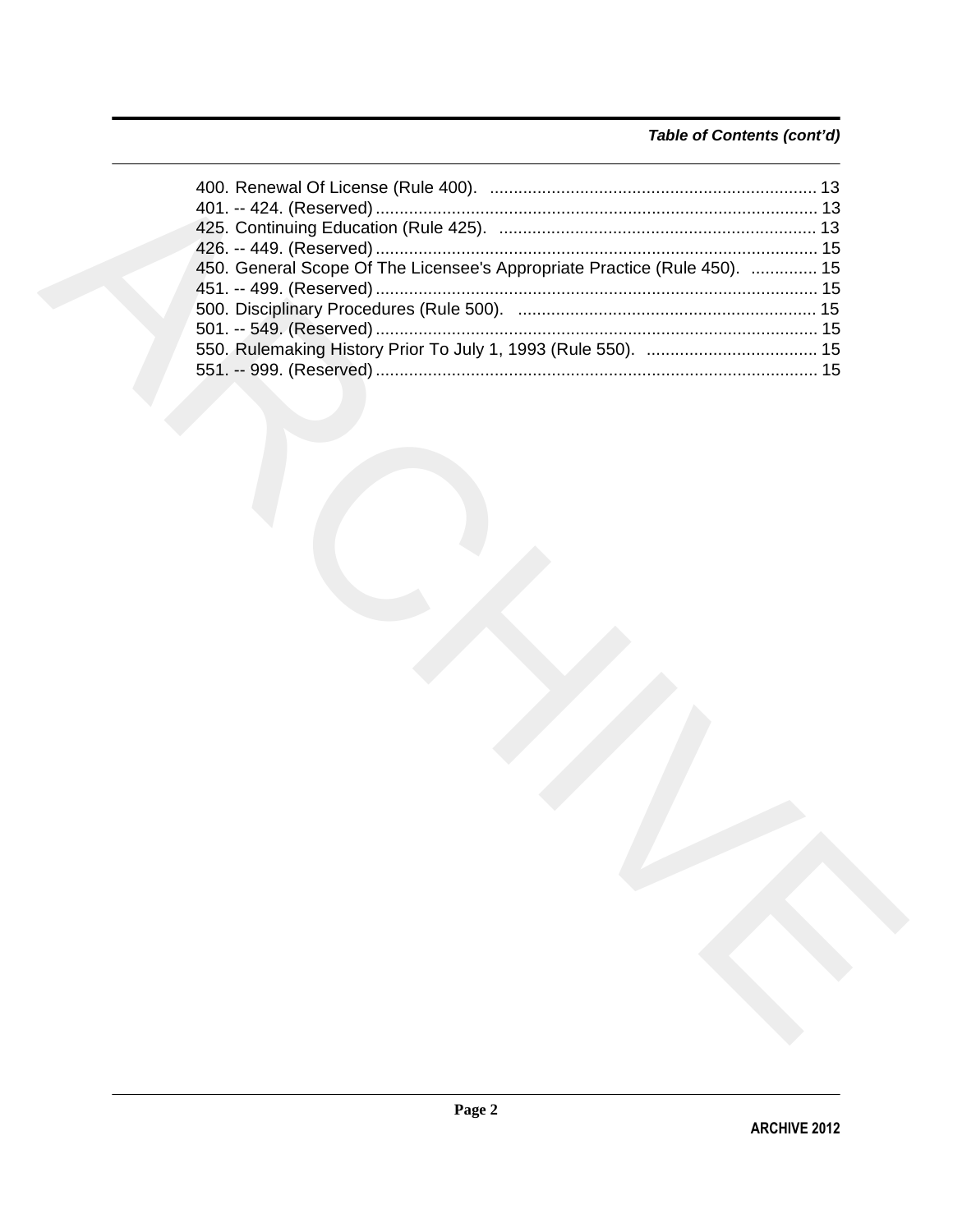*Table of Contents (cont'd)*

400. Renewal Of License (Rule 400). .................................................................... 13
401. -- 424. (Reserved) ............................................................................................ 13
425. Continuing Education (Rule 425). .................................................................. 13
426. -- 449. (Reserved) ............................................................................................ 15
450. General Scope Of The Licensee's Appropriate Practice (Rule 450). .............. 15
451. -- 499. (Reserved) ............................................................................................ 15
500. Disciplinary Procedures (Rule 500). .............................................................. 15
501. -- 549. (Reserved) ............................................................................................ 15
550. Rulemaking History Prior To July 1, 1993 (Rule 550). .................................... 15
551. -- 999. (Reserved) ............................................................................................ 15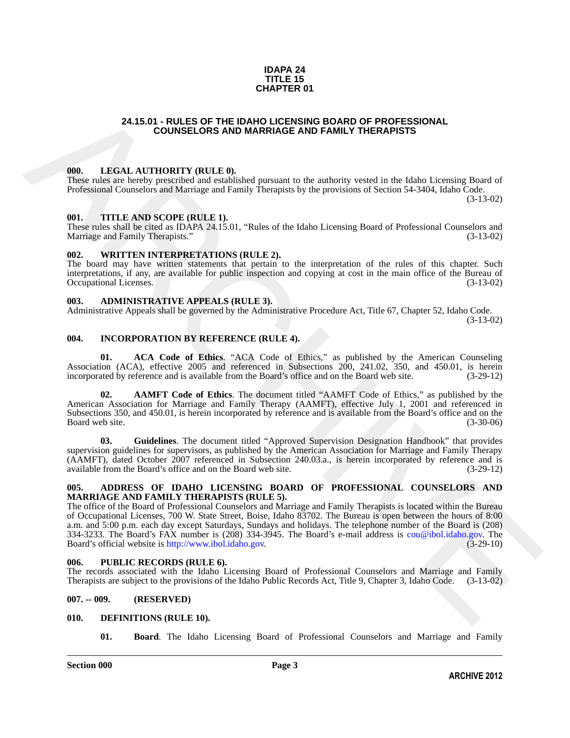**IDAPA 24**
**TITLE 15**
**CHAPTER 01**

## 24.15.01 - RULES OF THE IDAHO LICENSING BOARD OF PROFESSIONAL COUNSELORS AND MARRIAGE AND FAMILY THERAPISTS

### 000. LEGAL AUTHORITY (RULE 0).

These rules are hereby prescribed and established pursuant to the authority vested in the Idaho Licensing Board of Professional Counselors and Marriage and Family Therapists by the provisions of Section 54-3404, Idaho Code. (3-13-02)

### 001. TITLE AND SCOPE (RULE 1).

These rules shall be cited as IDAPA 24.15.01, "Rules of the Idaho Licensing Board of Professional Counselors and Marriage and Family Therapists." (3-13-02)

### 002. WRITTEN INTERPRETATIONS (RULE 2).

The board may have written statements that pertain to the interpretation of the rules of this chapter. Such interpretations, if any, are available for public inspection and copying at cost in the main office of the Bureau of Occupational Licenses. (3-13-02)

### 003. ADMINISTRATIVE APPEALS (RULE 3).

Administrative Appeals shall be governed by the Administrative Procedure Act, Title 67, Chapter 52, Idaho Code. (3-13-02)

### 004. INCORPORATION BY REFERENCE (RULE 4).

**01. ACA Code of Ethics**. "ACA Code of Ethics," as published by the American Counseling Association (ACA), effective 2005 and referenced in Subsections 200, 241.02, 350, and 450.01, is herein incorporated by reference and is available from the Board's office and on the Board web site. (3-29-12)

**02. AAMFT Code of Ethics**. The document titled "AAMFT Code of Ethics," as published by the American Association for Marriage and Family Therapy (AAMFT), effective July 1, 2001 and referenced in Subsections 350, and 450.01, is herein incorporated by reference and is available from the Board's office and on the Board web site. (3-30-06)

**03. Guidelines**. The document titled "Approved Supervision Designation Handbook" that provides supervision guidelines for supervisors, as published by the American Association for Marriage and Family Therapy (AAMFT), dated October 2007 referenced in Subsection 240.03.a., is herein incorporated by reference and is available from the Board's office and on the Board web site. (3-29-12)

### 005. ADDRESS OF IDAHO LICENSING BOARD OF PROFESSIONAL COUNSELORS AND MARRIAGE AND FAMILY THERAPISTS (RULE 5).

The office of the Board of Professional Counselors and Marriage and Family Therapists is located within the Bureau of Occupational Licenses, 700 W. State Street, Boise, Idaho 83702. The Bureau is open between the hours of 8:00 a.m. and 5:00 p.m. each day except Saturdays, Sundays and holidays. The telephone number of the Board is (208) 334-3233. The Board's FAX number is (208) 334-3945. The Board's e-mail address is cou@ibol.idaho.gov. The Board's official website is http://www.ibol.idaho.gov. (3-29-10)

### 006. PUBLIC RECORDS (RULE 6).

The records associated with the Idaho Licensing Board of Professional Counselors and Marriage and Family Therapists are subject to the provisions of the Idaho Public Records Act, Title 9, Chapter 3, Idaho Code. (3-13-02)

### 007. -- 009. (RESERVED)

### 010. DEFINITIONS (RULE 10).

**01. Board**. The Idaho Licensing Board of Professional Counselors and Marriage and Family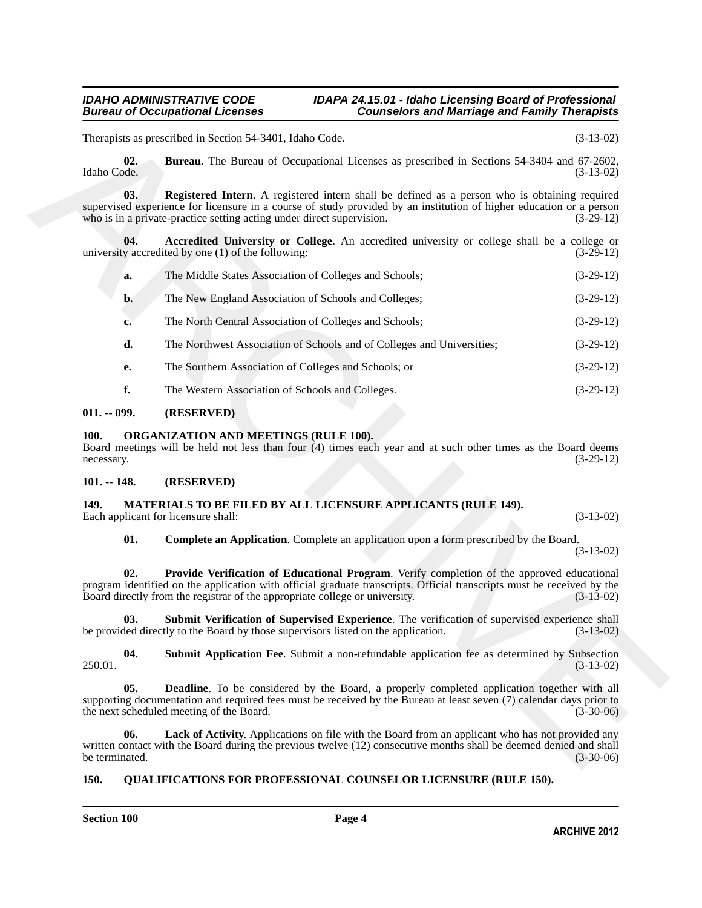Therapists as prescribed in Section 54-3401, Idaho Code. (3-13-02)

**02. Bureau**. The Bureau of Occupational Licenses as prescribed in Sections 54-3404 and 67-2602, Idaho Code. (3-13-02)

**03. Registered Intern**. A registered intern shall be defined as a person who is obtaining required supervised experience for licensure in a course of study provided by an institution of higher education or a person who is in a private-practice setting acting under direct supervision. (3-29-12)

**04. Accredited University or College**. An accredited university or college shall be a college or university accredited by one (1) of the following: (3-29-12)

**a.** The Middle States Association of Colleges and Schools; (3-29-12)

**b.** The New England Association of Schools and Colleges; (3-29-12)

**c.** The North Central Association of Colleges and Schools; (3-29-12)

**d.** The Northwest Association of Schools and of Colleges and Universities; (3-29-12)

**e.** The Southern Association of Colleges and Schools; or (3-29-12)

**f.** The Western Association of Schools and Colleges. (3-29-12)

**011. -- 099. (RESERVED)**

**100. ORGANIZATION AND MEETINGS (RULE 100).**

Board meetings will be held not less than four (4) times each year and at such other times as the Board deems necessary. (3-29-12)

**101. -- 148. (RESERVED)**

**149. MATERIALS TO BE FILED BY ALL LICENSURE APPLICANTS (RULE 149).**

Each applicant for licensure shall: (3-13-02)

**01. Complete an Application**. Complete an application upon a form prescribed by the Board. (3-13-02)

**02. Provide Verification of Educational Program**. Verify completion of the approved educational program identified on the application with official graduate transcripts. Official transcripts must be received by the Board directly from the registrar of the appropriate college or university. (3-13-02)

**03. Submit Verification of Supervised Experience**. The verification of supervised experience shall be provided directly to the Board by those supervisors listed on the application. (3-13-02)

**04. Submit Application Fee**. Submit a non-refundable application fee as determined by Subsection 250.01. (3-13-02)

**05. Deadline**. To be considered by the Board, a properly completed application together with all supporting documentation and required fees must be received by the Bureau at least seven (7) calendar days prior to the next scheduled meeting of the Board. (3-30-06)

**06. Lack of Activity**. Applications on file with the Board from an applicant who has not provided any written contact with the Board during the previous twelve (12) consecutive months shall be deemed denied and shall be terminated. (3-30-06)

**150. QUALIFICATIONS FOR PROFESSIONAL COUNSELOR LICENSURE (RULE 150).**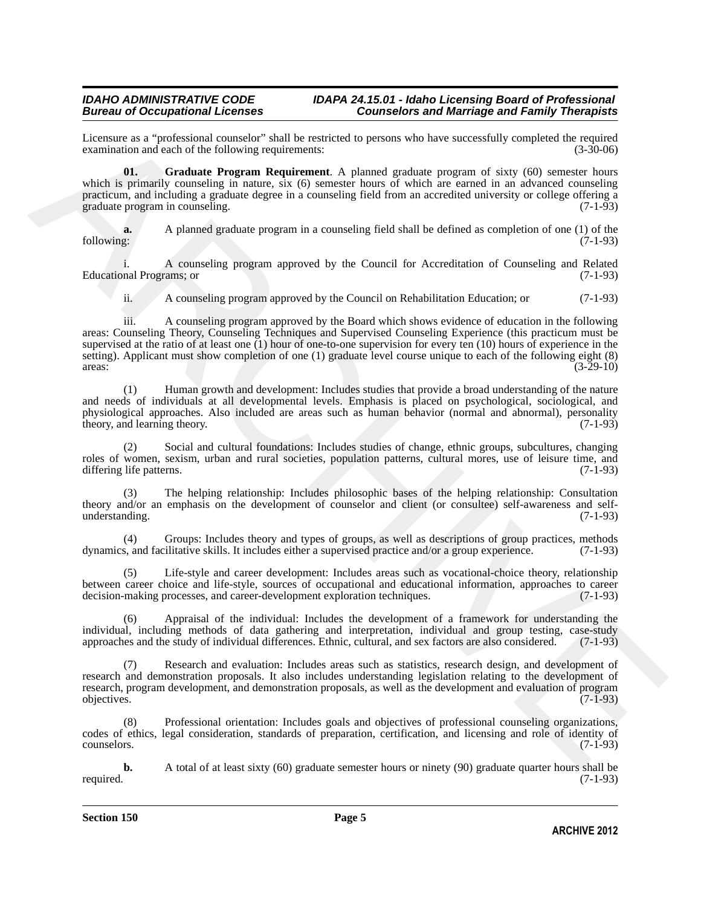Licensure as a "professional counselor" shall be restricted to persons who have successfully completed the required examination and each of the following requirements: (3-30-06)

**01. Graduate Program Requirement**. A planned graduate program of sixty (60) semester hours which is primarily counseling in nature, six (6) semester hours of which are earned in an advanced counseling practicum, and including a graduate degree in a counseling field from an accredited university or college offering a graduate program in counseling. (7-1-93)

**a.** A planned graduate program in a counseling field shall be defined as completion of one (1) of the following: (7-1-93)

i. A counseling program approved by the Council for Accreditation of Counseling and Related Educational Programs; or (7-1-93)

ii. A counseling program approved by the Council on Rehabilitation Education; or (7-1-93)

iii. A counseling program approved by the Board which shows evidence of education in the following areas: Counseling Theory, Counseling Techniques and Supervised Counseling Experience (this practicum must be supervised at the ratio of at least one (1) hour of one-to-one supervision for every ten (10) hours of experience in the setting). Applicant must show completion of one (1) graduate level course unique to each of the following eight (8) areas: (3-29-10)

(1) Human growth and development: Includes studies that provide a broad understanding of the nature and needs of individuals at all developmental levels. Emphasis is placed on psychological, sociological, and physiological approaches. Also included are areas such as human behavior (normal and abnormal), personality theory, and learning theory. (7-1-93)

(2) Social and cultural foundations: Includes studies of change, ethnic groups, subcultures, changing roles of women, sexism, urban and rural societies, population patterns, cultural mores, use of leisure time, and differing life patterns. (7-1-93)

(3) The helping relationship: Includes philosophic bases of the helping relationship: Consultation theory and/or an emphasis on the development of counselor and client (or consultee) self-awareness and self-understanding. (7-1-93)

(4) Groups: Includes theory and types of groups, as well as descriptions of group practices, methods dynamics, and facilitative skills. It includes either a supervised practice and/or a group experience. (7-1-93)

(5) Life-style and career development: Includes areas such as vocational-choice theory, relationship between career choice and life-style, sources of occupational and educational information, approaches to career decision-making processes, and career-development exploration techniques. (7-1-93)

(6) Appraisal of the individual: Includes the development of a framework for understanding the individual, including methods of data gathering and interpretation, individual and group testing, case-study approaches and the study of individual differences. Ethnic, cultural, and sex factors are also considered. (7-1-93)

(7) Research and evaluation: Includes areas such as statistics, research design, and development of research and demonstration proposals. It also includes understanding legislation relating to the development of research, program development, and demonstration proposals, as well as the development and evaluation of program objectives. (7-1-93)

(8) Professional orientation: Includes goals and objectives of professional counseling organizations, codes of ethics, legal consideration, standards of preparation, certification, and licensing and role of identity of counselors. (7-1-93)

**b.** A total of at least sixty (60) graduate semester hours or ninety (90) graduate quarter hours shall be required. (7-1-93)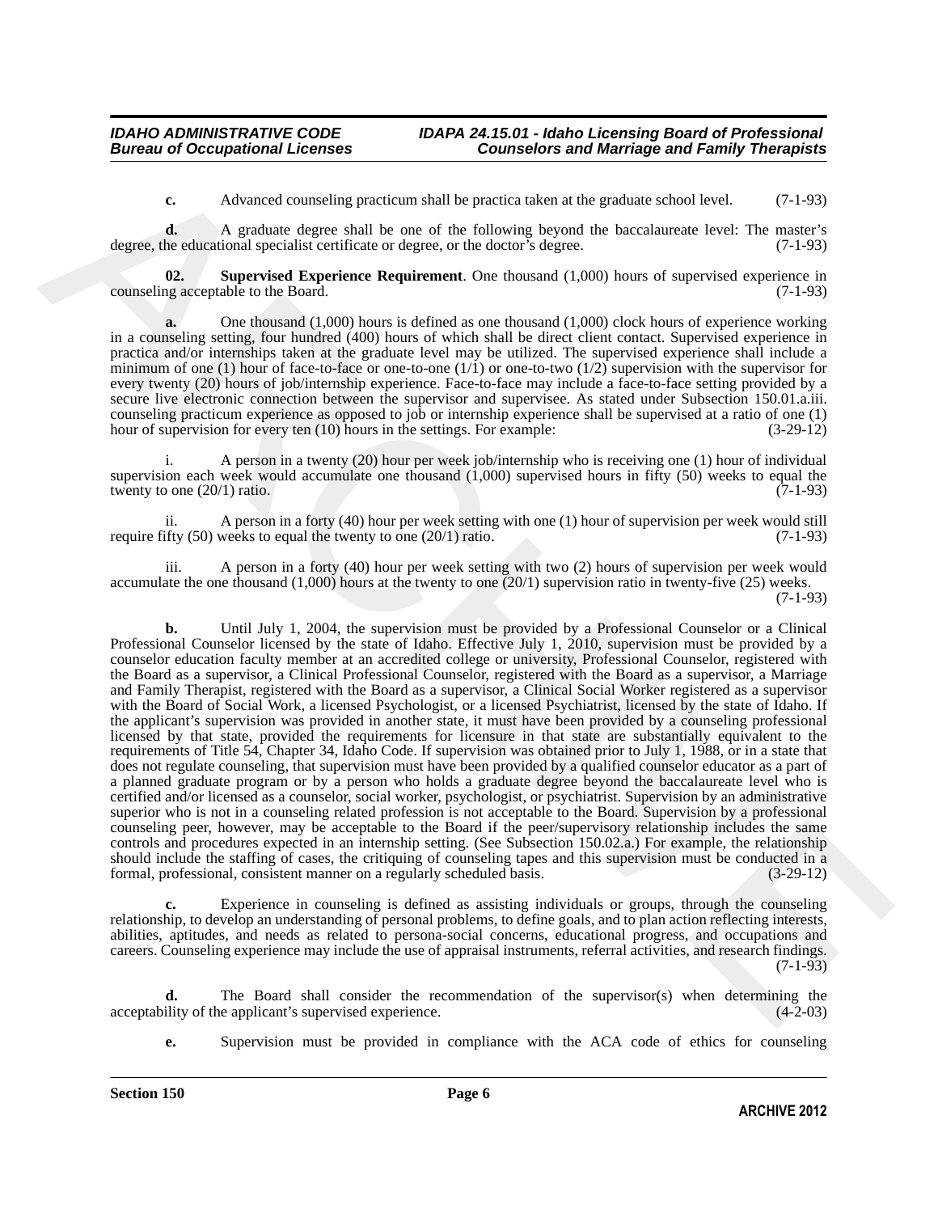**c.** Advanced counseling practicum shall be practica taken at the graduate school level. (7-1-93)

**d.** A graduate degree shall be one of the following beyond the baccalaureate level: The master's degree, the educational specialist certificate or degree, or the doctor's degree. (7-1-93)

**02. Supervised Experience Requirement**. One thousand (1,000) hours of supervised experience in counseling acceptable to the Board. (7-1-93)

**a.** One thousand (1,000) hours is defined as one thousand (1,000) clock hours of experience working in a counseling setting, four hundred (400) hours of which shall be direct client contact. Supervised experience in practica and/or internships taken at the graduate level may be utilized. The supervised experience shall include a minimum of one (1) hour of face-to-face or one-to-one (1/1) or one-to-two (1/2) supervision with the supervisor for every twenty (20) hours of job/internship experience. Face-to-face may include a face-to-face setting provided by a secure live electronic connection between the supervisor and supervisee. As stated under Subsection 150.01.a.iii. counseling practicum experience as opposed to job or internship experience shall be supervised at a ratio of one (1) hour of supervision for every ten (10) hours in the settings. For example: (3-29-12)

i. A person in a twenty (20) hour per week job/internship who is receiving one (1) hour of individual supervision each week would accumulate one thousand (1,000) supervised hours in fifty (50) weeks to equal the twenty to one (20/1) ratio. (7-1-93)

ii. A person in a forty (40) hour per week setting with one (1) hour of supervision per week would still require fifty (50) weeks to equal the twenty to one (20/1) ratio. (7-1-93)

iii. A person in a forty (40) hour per week setting with two (2) hours of supervision per week would accumulate the one thousand (1,000) hours at the twenty to one (20/1) supervision ratio in twenty-five (25) weeks. (7-1-93)

**b.** Until July 1, 2004, the supervision must be provided by a Professional Counselor or a Clinical Professional Counselor licensed by the state of Idaho. Effective July 1, 2010, supervision must be provided by a counselor education faculty member at an accredited college or university, Professional Counselor, registered with the Board as a supervisor, a Clinical Professional Counselor, registered with the Board as a supervisor, a Marriage and Family Therapist, registered with the Board as a supervisor, a Clinical Social Worker registered as a supervisor with the Board of Social Work, a licensed Psychologist, or a licensed Psychiatrist, licensed by the state of Idaho. If the applicant's supervision was provided in another state, it must have been provided by a counseling professional licensed by that state, provided the requirements for licensure in that state are substantially equivalent to the requirements of Title 54, Chapter 34, Idaho Code. If supervision was obtained prior to July 1, 1988, or in a state that does not regulate counseling, that supervision must have been provided by a qualified counselor educator as a part of a planned graduate program or by a person who holds a graduate degree beyond the baccalaureate level who is certified and/or licensed as a counselor, social worker, psychologist, or psychiatrist. Supervision by an administrative superior who is not in a counseling related profession is not acceptable to the Board. Supervision by a professional counseling peer, however, may be acceptable to the Board if the peer/supervisory relationship includes the same controls and procedures expected in an internship setting. (See Subsection 150.02.a.) For example, the relationship should include the staffing of cases, the critiquing of counseling tapes and this supervision must be conducted in a formal, professional, consistent manner on a regularly scheduled basis. (3-29-12)

**c.** Experience in counseling is defined as assisting individuals or groups, through the counseling relationship, to develop an understanding of personal problems, to define goals, and to plan action reflecting interests, abilities, aptitudes, and needs as related to persona-social concerns, educational progress, and occupations and careers. Counseling experience may include the use of appraisal instruments, referral activities, and research findings. (7-1-93)

**d.** The Board shall consider the recommendation of the supervisor(s) when determining the acceptability of the applicant's supervised experience. (4-2-03)

**e.** Supervision must be provided in compliance with the ACA code of ethics for counseling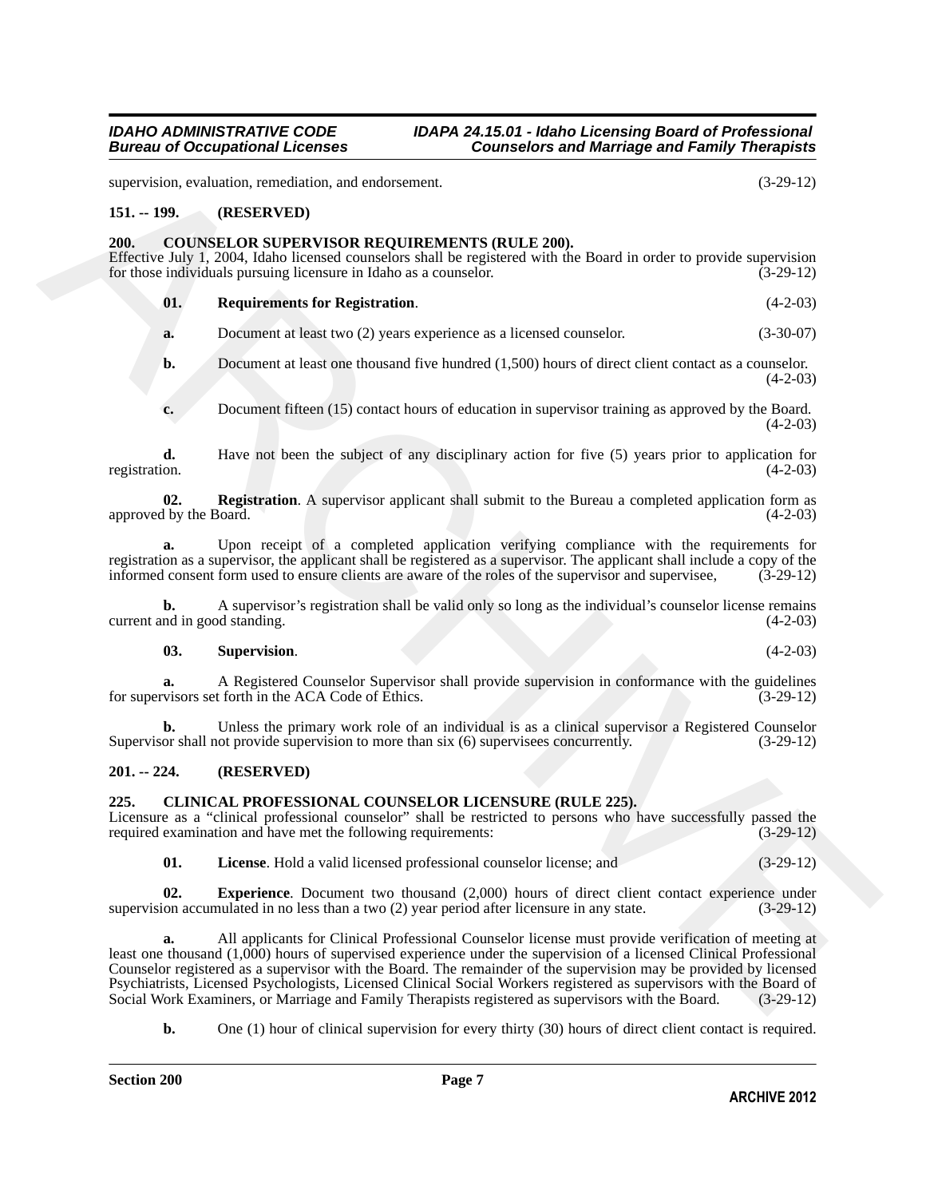supervision, evaluation, remediation, and endorsement. (3-29-12)

**151. -- 199. (RESERVED)**

**200. COUNSELOR SUPERVISOR REQUIREMENTS (RULE 200).**

Effective July 1, 2004, Idaho licensed counselors shall be registered with the Board in order to provide supervision for those individuals pursuing licensure in Idaho as a counselor. (3-29-12)

**01. Requirements for Registration**. (4-2-03)

**a.** Document at least two (2) years experience as a licensed counselor. (3-30-07)

**b.** Document at least one thousand five hundred (1,500) hours of direct client contact as a counselor. (4-2-03)

**c.** Document fifteen (15) contact hours of education in supervisor training as approved by the Board. (4-2-03)

**d.** Have not been the subject of any disciplinary action for five (5) years prior to application for registration. (4-2-03)

**02. Registration**. A supervisor applicant shall submit to the Bureau a completed application form as approved by the Board. (4-2-03)

**a.** Upon receipt of a completed application verifying compliance with the requirements for registration as a supervisor, the applicant shall be registered as a supervisor. The applicant shall include a copy of the informed consent form used to ensure clients are aware of the roles of the supervisor and supervisee, (3-29-12)

**b.** A supervisor's registration shall be valid only so long as the individual's counselor license remains current and in good standing. (4-2-03)

**03. Supervision**. (4-2-03)

**a.** A Registered Counselor Supervisor shall provide supervision in conformance with the guidelines for supervisors set forth in the ACA Code of Ethics. (3-29-12)

**b.** Unless the primary work role of an individual is as a clinical supervisor a Registered Counselor Supervisor shall not provide supervision to more than six (6) supervisees concurrently. (3-29-12)

**201. -- 224. (RESERVED)**

**225. CLINICAL PROFESSIONAL COUNSELOR LICENSURE (RULE 225).**

Licensure as a "clinical professional counselor" shall be restricted to persons who have successfully passed the required examination and have met the following requirements: (3-29-12)

**01. License**. Hold a valid licensed professional counselor license; and (3-29-12)

**02. Experience**. Document two thousand (2,000) hours of direct client contact experience under supervision accumulated in no less than a two (2) year period after licensure in any state. (3-29-12)

**a.** All applicants for Clinical Professional Counselor license must provide verification of meeting at least one thousand (1,000) hours of supervised experience under the supervision of a licensed Clinical Professional Counselor registered as a supervisor with the Board. The remainder of the supervision may be provided by licensed Psychiatrists, Licensed Psychologists, Licensed Clinical Social Workers registered as supervisors with the Board of Social Work Examiners, or Marriage and Family Therapists registered as supervisors with the Board. (3-29-12)

**b.** One (1) hour of clinical supervision for every thirty (30) hours of direct client contact is required.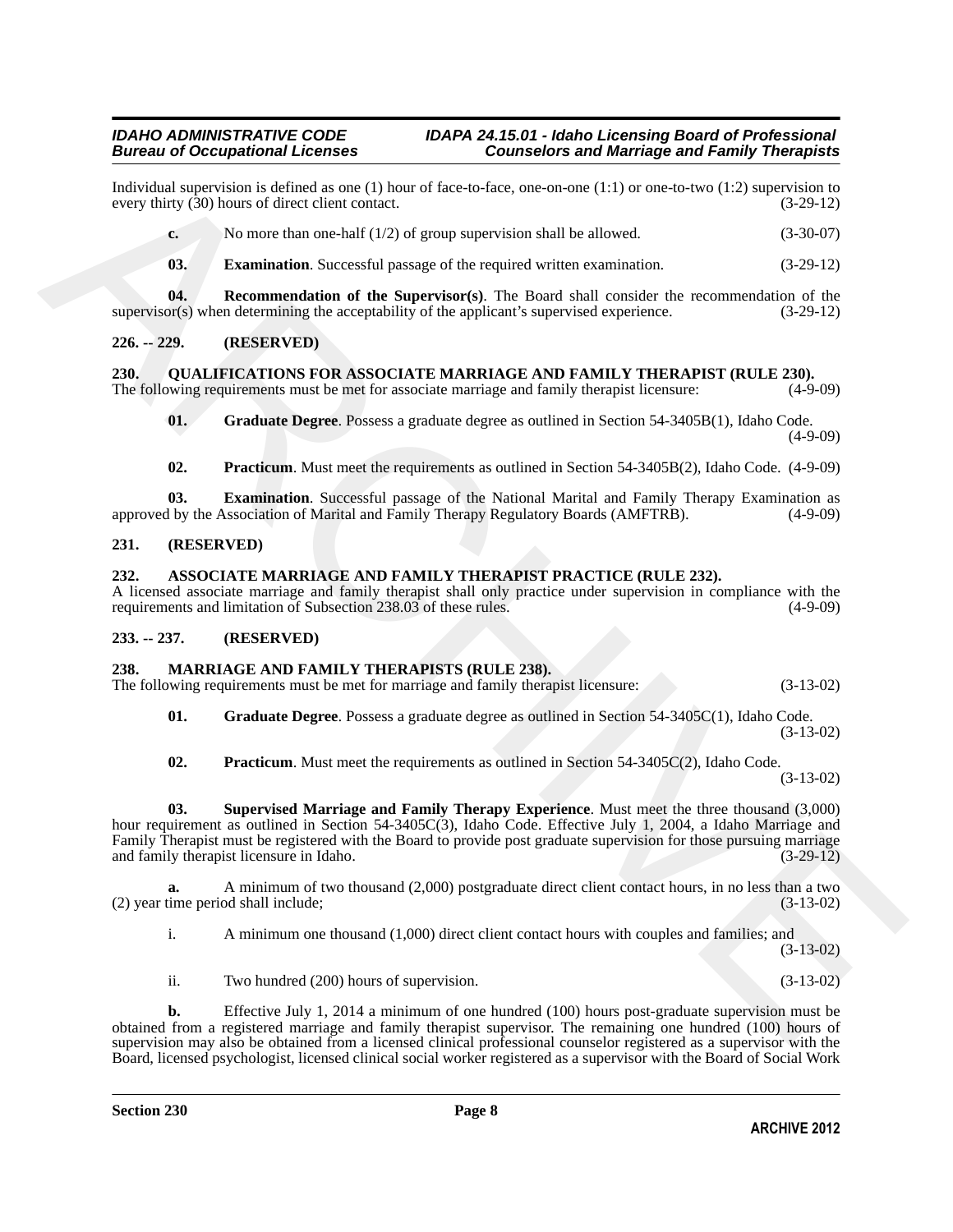Individual supervision is defined as one (1) hour of face-to-face, one-on-one (1:1) or one-to-two (1:2) supervision to every thirty (30) hours of direct client contact. (3-29-12)

**c.** No more than one-half (1/2) of group supervision shall be allowed. (3-30-07)

**03. Examination**. Successful passage of the required written examination. (3-29-12)

**04. Recommendation of the Supervisor(s)**. The Board shall consider the recommendation of the supervisor(s) when determining the acceptability of the applicant's supervised experience. (3-29-12)

## 226. -- 229. (RESERVED)

## 230. QUALIFICATIONS FOR ASSOCIATE MARRIAGE AND FAMILY THERAPIST (RULE 230).

The following requirements must be met for associate marriage and family therapist licensure: (4-9-09)

**01. Graduate Degree**. Possess a graduate degree as outlined in Section 54-3405B(1), Idaho Code. (4-9-09)

**02. Practicum**. Must meet the requirements as outlined in Section 54-3405B(2), Idaho Code. (4-9-09)

**03. Examination**. Successful passage of the National Marital and Family Therapy Examination as approved by the Association of Marital and Family Therapy Regulatory Boards (AMFTRB). (4-9-09)

## 231. (RESERVED)

## 232. ASSOCIATE MARRIAGE AND FAMILY THERAPIST PRACTICE (RULE 232).

A licensed associate marriage and family therapist shall only practice under supervision in compliance with the requirements and limitation of Subsection 238.03 of these rules. (4-9-09)

## 233. -- 237. (RESERVED)

## 238. MARRIAGE AND FAMILY THERAPISTS (RULE 238).

The following requirements must be met for marriage and family therapist licensure: (3-13-02)

**01. Graduate Degree**. Possess a graduate degree as outlined in Section 54-3405C(1), Idaho Code. (3-13-02)

**02. Practicum**. Must meet the requirements as outlined in Section 54-3405C(2), Idaho Code. (3-13-02)

**03. Supervised Marriage and Family Therapy Experience**. Must meet the three thousand (3,000) hour requirement as outlined in Section 54-3405C(3), Idaho Code. Effective July 1, 2004, a Idaho Marriage and Family Therapist must be registered with the Board to provide post graduate supervision for those pursuing marriage and family therapist licensure in Idaho. (3-29-12)

**a.** A minimum of two thousand (2,000) postgraduate direct client contact hours, in no less than a two (2) year time period shall include; (3-13-02)

i. A minimum one thousand (1,000) direct client contact hours with couples and families; and (3-13-02)

ii. Two hundred (200) hours of supervision. (3-13-02)

**b.** Effective July 1, 2014 a minimum of one hundred (100) hours post-graduate supervision must be obtained from a registered marriage and family therapist supervisor. The remaining one hundred (100) hours of supervision may also be obtained from a licensed clinical professional counselor registered as a supervisor with the Board, licensed psychologist, licensed clinical social worker registered as a supervisor with the Board of Social Work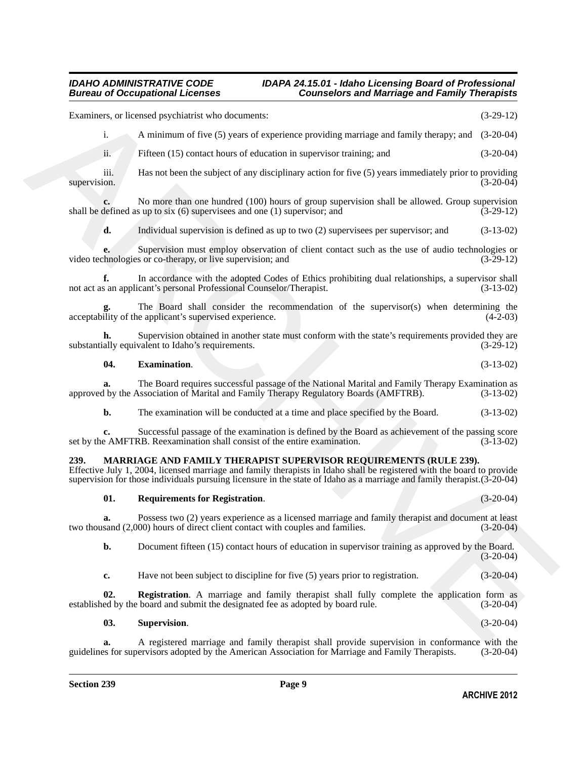Examiners, or licensed psychiatrist who documents: (3-29-12)

i. A minimum of five (5) years of experience providing marriage and family therapy; and (3-20-04)

ii. Fifteen (15) contact hours of education in supervisor training; and (3-20-04)

iii. Has not been the subject of any disciplinary action for five (5) years immediately prior to providing supervision. (3-20-04)

**c.** No more than one hundred (100) hours of group supervision shall be allowed. Group supervision shall be defined as up to six (6) supervisees and one (1) supervisor; and (3-29-12)

**d.** Individual supervision is defined as up to two (2) supervisees per supervisor; and (3-13-02)

**e.** Supervision must employ observation of client contact such as the use of audio technologies or video technologies or co-therapy, or live supervision; and (3-29-12)

**f.** In accordance with the adopted Codes of Ethics prohibiting dual relationships, a supervisor shall not act as an applicant's personal Professional Counselor/Therapist. (3-13-02)

**g.** The Board shall consider the recommendation of the supervisor(s) when determining the acceptability of the applicant's supervised experience. (4-2-03)

**h.** Supervision obtained in another state must conform with the state's requirements provided they are substantially equivalent to Idaho's requirements. (3-29-12)

**04. Examination**. (3-13-02)

**a.** The Board requires successful passage of the National Marital and Family Therapy Examination as approved by the Association of Marital and Family Therapy Regulatory Boards (AMFTRB). (3-13-02)

**b.** The examination will be conducted at a time and place specified by the Board. (3-13-02)

**c.** Successful passage of the examination is defined by the Board as achievement of the passing score set by the AMFTRB. Reexamination shall consist of the entire examination. (3-13-02)

**239. MARRIAGE AND FAMILY THERAPIST SUPERVISOR REQUIREMENTS (RULE 239).**

Effective July 1, 2004, licensed marriage and family therapists in Idaho shall be registered with the board to provide supervision for those individuals pursuing licensure in the state of Idaho as a marriage and family therapist. (3-20-04)

**01. Requirements for Registration**. (3-20-04)

**a.** Possess two (2) years experience as a licensed marriage and family therapist and document at least two thousand (2,000) hours of direct client contact with couples and families. (3-20-04)

**b.** Document fifteen (15) contact hours of education in supervisor training as approved by the Board. (3-20-04)

**c.** Have not been subject to discipline for five (5) years prior to registration. (3-20-04)

**02. Registration**. A marriage and family therapist shall fully complete the application form as established by the board and submit the designated fee as adopted by board rule. (3-20-04)

**03. Supervision**. (3-20-04)

**a.** A registered marriage and family therapist shall provide supervision in conformance with the guidelines for supervisors adopted by the American Association for Marriage and Family Therapists. (3-20-04)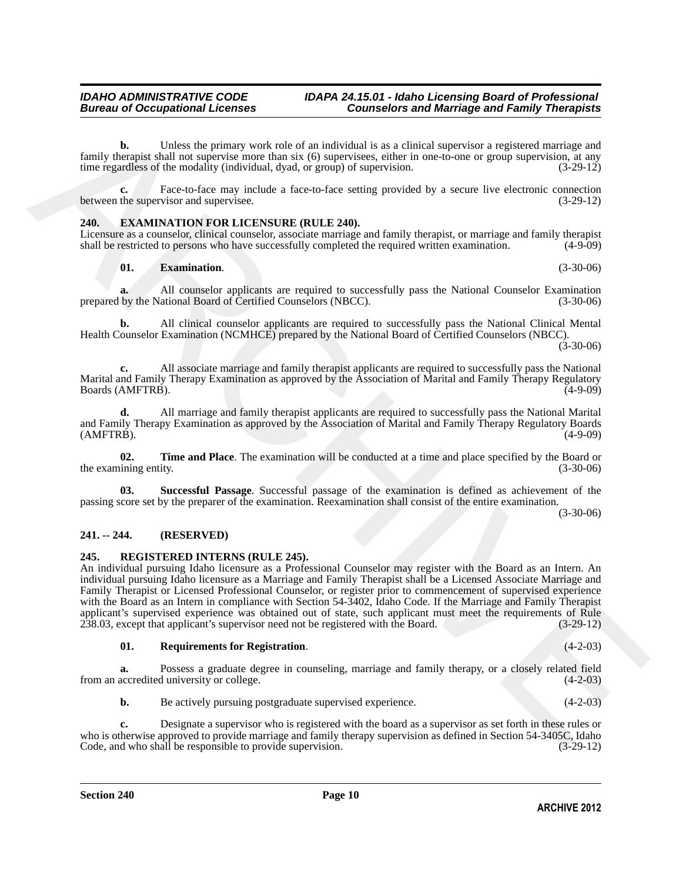**b.** Unless the primary work role of an individual is as a clinical supervisor a registered marriage and family therapist shall not supervise more than six (6) supervisees, either in one-to-one or group supervision, at any time regardless of the modality (individual, dyad, or group) of supervision. (3-29-12)

**c.** Face-to-face may include a face-to-face setting provided by a secure live electronic connection between the supervisor and supervisee. (3-29-12)

## 240. EXAMINATION FOR LICENSURE (RULE 240).

Licensure as a counselor, clinical counselor, associate marriage and family therapist, or marriage and family therapist shall be restricted to persons who have successfully completed the required written examination. (4-9-09)

**01. Examination**. (3-30-06)

**a.** All counselor applicants are required to successfully pass the National Counselor Examination prepared by the National Board of Certified Counselors (NBCC). (3-30-06)

**b.** All clinical counselor applicants are required to successfully pass the National Clinical Mental Health Counselor Examination (NCMHCE) prepared by the National Board of Certified Counselors (NBCC). (3-30-06)

**c.** All associate marriage and family therapist applicants are required to successfully pass the National Marital and Family Therapy Examination as approved by the Association of Marital and Family Therapy Regulatory Boards (AMFTRB). (4-9-09)

**d.** All marriage and family therapist applicants are required to successfully pass the National Marital and Family Therapy Examination as approved by the Association of Marital and Family Therapy Regulatory Boards (AMFTRB). (4-9-09)

**02. Time and Place**. The examination will be conducted at a time and place specified by the Board or the examining entity. (3-30-06)

**03. Successful Passage**. Successful passage of the examination is defined as achievement of the passing score set by the preparer of the examination. Reexamination shall consist of the entire examination. (3-30-06)

## 241. -- 244. (RESERVED)

## 245. REGISTERED INTERNS (RULE 245).

An individual pursuing Idaho licensure as a Professional Counselor may register with the Board as an Intern. An individual pursuing Idaho licensure as a Marriage and Family Therapist shall be a Licensed Associate Marriage and Family Therapist or Licensed Professional Counselor, or register prior to commencement of supervised experience with the Board as an Intern in compliance with Section 54-3402, Idaho Code. If the Marriage and Family Therapist applicant's supervised experience was obtained out of state, such applicant must meet the requirements of Rule 238.03, except that applicant's supervisor need not be registered with the Board. (3-29-12)

**01. Requirements for Registration**. (4-2-03)

**a.** Possess a graduate degree in counseling, marriage and family therapy, or a closely related field from an accredited university or college. (4-2-03)

**b.** Be actively pursuing postgraduate supervised experience. (4-2-03)

**c.** Designate a supervisor who is registered with the board as a supervisor as set forth in these rules or who is otherwise approved to provide marriage and family therapy supervision as defined in Section 54-3405C, Idaho Code, and who shall be responsible to provide supervision. (3-29-12)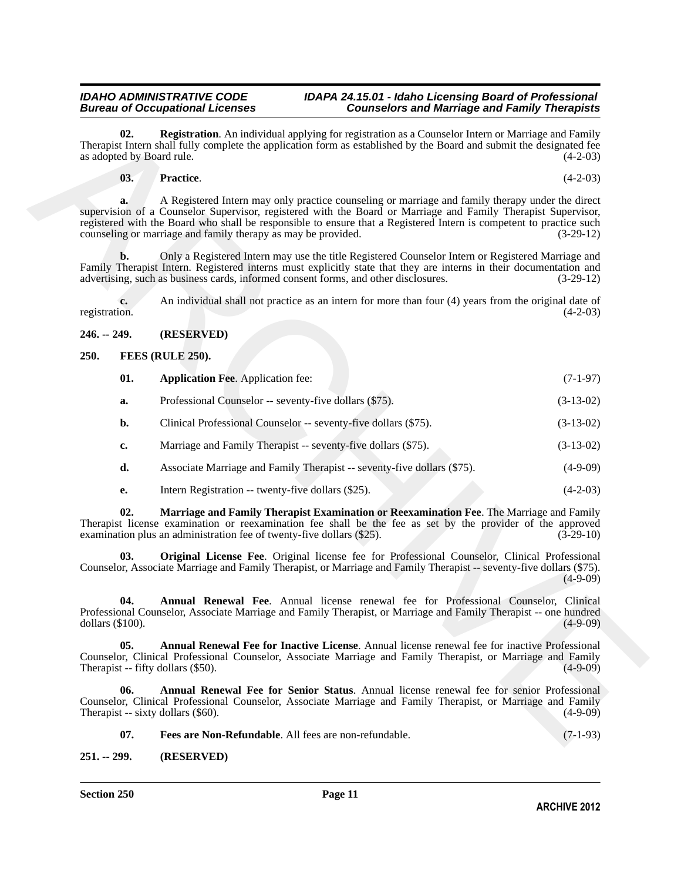**02. Registration**. An individual applying for registration as a Counselor Intern or Marriage and Family Therapist Intern shall fully complete the application form as established by the Board and submit the designated fee as adopted by Board rule. (4-2-03)

**03. Practice**. (4-2-03)

**a.** A Registered Intern may only practice counseling or marriage and family therapy under the direct supervision of a Counselor Supervisor, registered with the Board or Marriage and Family Therapist Supervisor, registered with the Board who shall be responsible to ensure that a Registered Intern is competent to practice such counseling or marriage and family therapy as may be provided. (3-29-12)

**b.** Only a Registered Intern may use the title Registered Counselor Intern or Registered Marriage and Family Therapist Intern. Registered interns must explicitly state that they are interns in their documentation and advertising, such as business cards, informed consent forms, and other disclosures. (3-29-12)

**c.** An individual shall not practice as an intern for more than four (4) years from the original date of registration. (4-2-03)

**246. -- 249. (RESERVED)**

**250. FEES (RULE 250).**

**01. Application Fee**. Application fee: (7-1-97)

**a.** Professional Counselor -- seventy-five dollars ($75). (3-13-02)

**b.** Clinical Professional Counselor -- seventy-five dollars ($75). (3-13-02)

**c.** Marriage and Family Therapist -- seventy-five dollars ($75). (3-13-02)

**d.** Associate Marriage and Family Therapist -- seventy-five dollars ($75). (4-9-09)

**e.** Intern Registration -- twenty-five dollars ($25). (4-2-03)

**02. Marriage and Family Therapist Examination or Reexamination Fee**. The Marriage and Family Therapist license examination or reexamination fee shall be the fee as set by the provider of the approved examination plus an administration fee of twenty-five dollars ($25). (3-29-10)

**03. Original License Fee**. Original license fee for Professional Counselor, Clinical Professional Counselor, Associate Marriage and Family Therapist, or Marriage and Family Therapist -- seventy-five dollars ($75). (4-9-09)

**04. Annual Renewal Fee**. Annual license renewal fee for Professional Counselor, Clinical Professional Counselor, Associate Marriage and Family Therapist, or Marriage and Family Therapist -- one hundred dollars ($100). (4-9-09)

**05. Annual Renewal Fee for Inactive License**. Annual license renewal fee for inactive Professional Counselor, Clinical Professional Counselor, Associate Marriage and Family Therapist, or Marriage and Family Therapist -- fifty dollars ($50). (4-9-09)

**06. Annual Renewal Fee for Senior Status**. Annual license renewal fee for senior Professional Counselor, Clinical Professional Counselor, Associate Marriage and Family Therapist, or Marriage and Family Therapist -- sixty dollars ($60). (4-9-09)

**07. Fees are Non-Refundable**. All fees are non-refundable. (7-1-93)

**251. -- 299. (RESERVED)**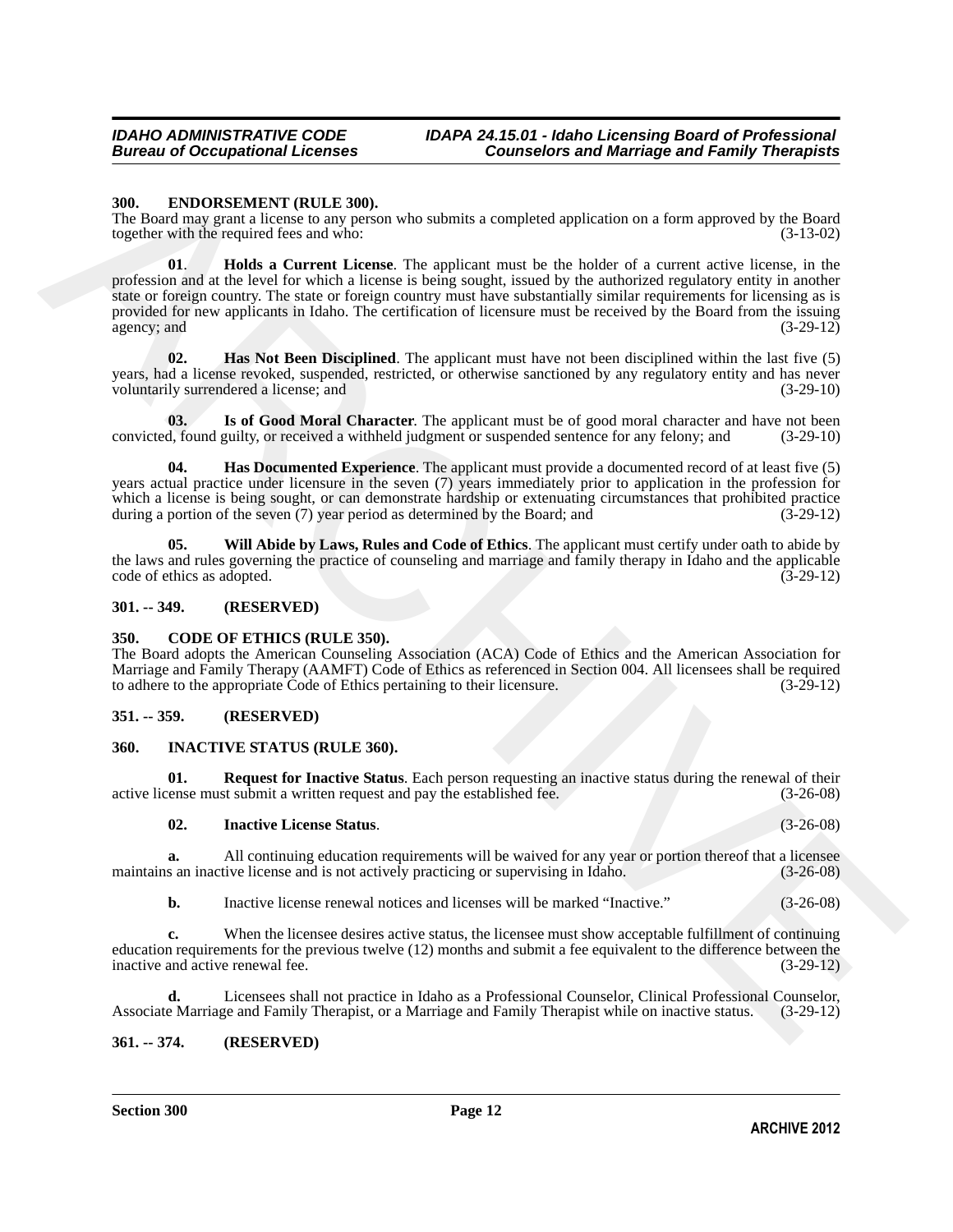## 300. ENDORSEMENT (RULE 300).

The Board may grant a license to any person who submits a completed application on a form approved by the Board together with the required fees and who: (3-13-02)

**01. Holds a Current License**. The applicant must be the holder of a current active license, in the profession and at the level for which a license is being sought, issued by the authorized regulatory entity in another state or foreign country. The state or foreign country must have substantially similar requirements for licensing as is provided for new applicants in Idaho. The certification of licensure must be received by the Board from the issuing agency; and (3-29-12)

**02. Has Not Been Disciplined**. The applicant must have not been disciplined within the last five (5) years, had a license revoked, suspended, restricted, or otherwise sanctioned by any regulatory entity and has never voluntarily surrendered a license; and (3-29-10)

**03. Is of Good Moral Character**. The applicant must be of good moral character and have not been convicted, found guilty, or received a withheld judgment or suspended sentence for any felony; and (3-29-10)

**04. Has Documented Experience**. The applicant must provide a documented record of at least five (5) years actual practice under licensure in the seven (7) years immediately prior to application in the profession for which a license is being sought, or can demonstrate hardship or extenuating circumstances that prohibited practice during a portion of the seven (7) year period as determined by the Board; and (3-29-12)

**05. Will Abide by Laws, Rules and Code of Ethics**. The applicant must certify under oath to abide by the laws and rules governing the practice of counseling and marriage and family therapy in Idaho and the applicable code of ethics as adopted. (3-29-12)

## 301. -- 349. (RESERVED)

## 350. CODE OF ETHICS (RULE 350).

The Board adopts the American Counseling Association (ACA) Code of Ethics and the American Association for Marriage and Family Therapy (AAMFT) Code of Ethics as referenced in Section 004. All licensees shall be required to adhere to the appropriate Code of Ethics pertaining to their licensure. (3-29-12)

## 351. -- 359. (RESERVED)

## 360. INACTIVE STATUS (RULE 360).

**01. Request for Inactive Status**. Each person requesting an inactive status during the renewal of their active license must submit a written request and pay the established fee. (3-26-08)

**02. Inactive License Status**. (3-26-08)

**a.** All continuing education requirements will be waived for any year or portion thereof that a licensee maintains an inactive license and is not actively practicing or supervising in Idaho. (3-26-08)

**b.** Inactive license renewal notices and licenses will be marked "Inactive." (3-26-08)

**c.** When the licensee desires active status, the licensee must show acceptable fulfillment of continuing education requirements for the previous twelve (12) months and submit a fee equivalent to the difference between the inactive and active renewal fee. (3-29-12)

**d.** Licensees shall not practice in Idaho as a Professional Counselor, Clinical Professional Counselor, Associate Marriage and Family Therapist, or a Marriage and Family Therapist while on inactive status. (3-29-12)

## 361. -- 374. (RESERVED)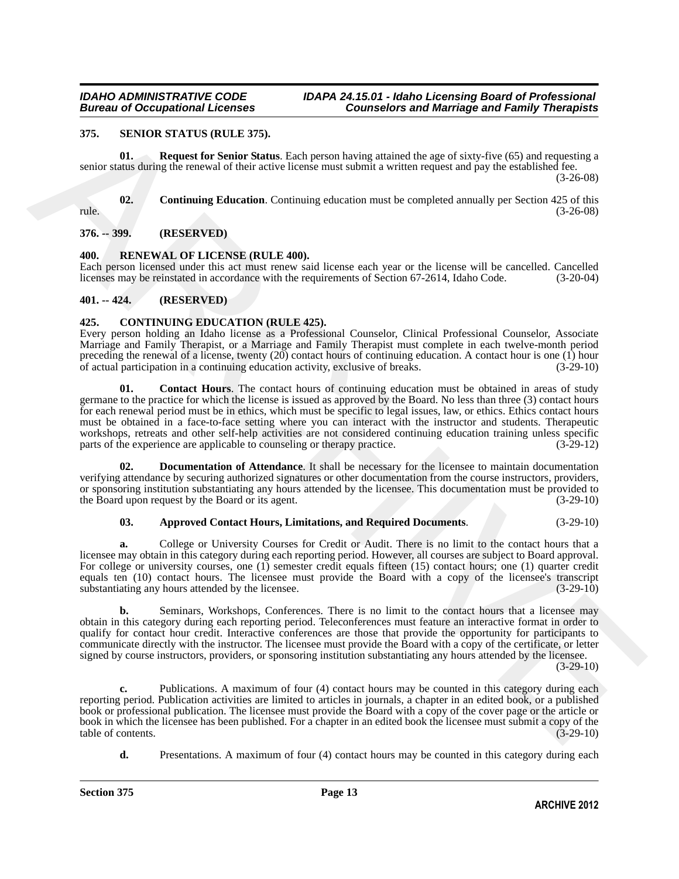## 375. SENIOR STATUS (RULE 375).

**01. Request for Senior Status**. Each person having attained the age of sixty-five (65) and requesting a senior status during the renewal of their active license must submit a written request and pay the established fee. (3-26-08)

**02. Continuing Education**. Continuing education must be completed annually per Section 425 of this rule. (3-26-08)

## 376. -- 399. (RESERVED)

## 400. RENEWAL OF LICENSE (RULE 400).

Each person licensed under this act must renew said license each year or the license will be cancelled. Cancelled licenses may be reinstated in accordance with the requirements of Section 67-2614, Idaho Code. (3-20-04)

## 401. -- 424. (RESERVED)

## 425. CONTINUING EDUCATION (RULE 425).

Every person holding an Idaho license as a Professional Counselor, Clinical Professional Counselor, Associate Marriage and Family Therapist, or a Marriage and Family Therapist must complete in each twelve-month period preceding the renewal of a license, twenty (20) contact hours of continuing education. A contact hour is one (1) hour of actual participation in a continuing education activity, exclusive of breaks. (3-29-10)

**01. Contact Hours**. The contact hours of continuing education must be obtained in areas of study germane to the practice for which the license is issued as approved by the Board. No less than three (3) contact hours for each renewal period must be in ethics, which must be specific to legal issues, law, or ethics. Ethics contact hours must be obtained in a face-to-face setting where you can interact with the instructor and students. Therapeutic workshops, retreats and other self-help activities are not considered continuing education training unless specific parts of the experience are applicable to counseling or therapy practice. (3-29-12)

**02. Documentation of Attendance**. It shall be necessary for the licensee to maintain documentation verifying attendance by securing authorized signatures or other documentation from the course instructors, providers, or sponsoring institution substantiating any hours attended by the licensee. This documentation must be provided to the Board upon request by the Board or its agent. (3-29-10)

**03. Approved Contact Hours, Limitations, and Required Documents**. (3-29-10)

**a.** College or University Courses for Credit or Audit. There is no limit to the contact hours that a licensee may obtain in this category during each reporting period. However, all courses are subject to Board approval. For college or university courses, one (1) semester credit equals fifteen (15) contact hours; one (1) quarter credit equals ten (10) contact hours. The licensee must provide the Board with a copy of the licensee's transcript substantiating any hours attended by the licensee. (3-29-10)

**b.** Seminars, Workshops, Conferences. There is no limit to the contact hours that a licensee may obtain in this category during each reporting period. Teleconferences must feature an interactive format in order to qualify for contact hour credit. Interactive conferences are those that provide the opportunity for participants to communicate directly with the instructor. The licensee must provide the Board with a copy of the certificate, or letter signed by course instructors, providers, or sponsoring institution substantiating any hours attended by the licensee. (3-29-10)

**c.** Publications. A maximum of four (4) contact hours may be counted in this category during each reporting period. Publication activities are limited to articles in journals, a chapter in an edited book, or a published book or professional publication. The licensee must provide the Board with a copy of the cover page or the article or book in which the licensee has been published. For a chapter in an edited book the licensee must submit a copy of the table of contents. (3-29-10)

**d.** Presentations. A maximum of four (4) contact hours may be counted in this category during each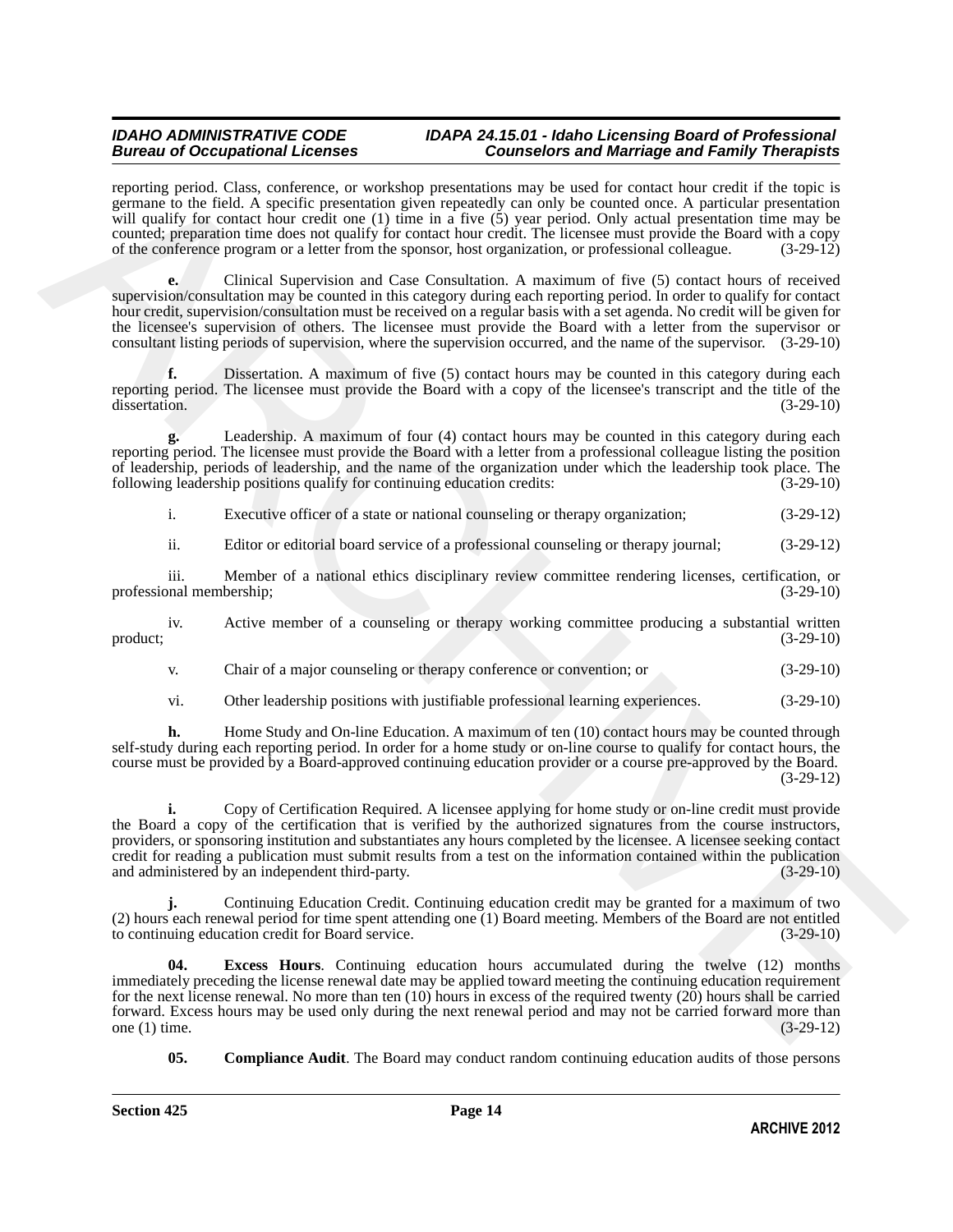reporting period. Class, conference, or workshop presentations may be used for contact hour credit if the topic is germane to the field. A specific presentation given repeatedly can only be counted once. A particular presentation will qualify for contact hour credit one (1) time in a five (5) year period. Only actual presentation time may be counted; preparation time does not qualify for contact hour credit. The licensee must provide the Board with a copy of the conference program or a letter from the sponsor, host organization, or professional colleague. (3-29-12)

**e.** Clinical Supervision and Case Consultation. A maximum of five (5) contact hours of received supervision/consultation may be counted in this category during each reporting period. In order to qualify for contact hour credit, supervision/consultation must be received on a regular basis with a set agenda. No credit will be given for the licensee's supervision of others. The licensee must provide the Board with a letter from the supervisor or consultant listing periods of supervision, where the supervision occurred, and the name of the supervisor. (3-29-10)

**f.** Dissertation. A maximum of five (5) contact hours may be counted in this category during each reporting period. The licensee must provide the Board with a copy of the licensee's transcript and the title of the dissertation. (3-29-10)

**g.** Leadership. A maximum of four (4) contact hours may be counted in this category during each reporting period. The licensee must provide the Board with a letter from a professional colleague listing the position of leadership, periods of leadership, and the name of the organization under which the leadership took place. The following leadership positions qualify for continuing education credits: (3-29-10)

i. Executive officer of a state or national counseling or therapy organization; (3-29-12)

ii. Editor or editorial board service of a professional counseling or therapy journal; (3-29-12)

iii. Member of a national ethics disciplinary review committee rendering licenses, certification, or professional membership; (3-29-10)

iv. Active member of a counseling or therapy working committee producing a substantial written product; (3-29-10)

v. Chair of a major counseling or therapy conference or convention; or (3-29-10)

vi. Other leadership positions with justifiable professional learning experiences. (3-29-10)

**h.** Home Study and On-line Education. A maximum of ten (10) contact hours may be counted through self-study during each reporting period. In order for a home study or on-line course to qualify for contact hours, the course must be provided by a Board-approved continuing education provider or a course pre-approved by the Board. (3-29-12)

**i.** Copy of Certification Required. A licensee applying for home study or on-line credit must provide the Board a copy of the certification that is verified by the authorized signatures from the course instructors, providers, or sponsoring institution and substantiates any hours completed by the licensee. A licensee seeking contact credit for reading a publication must submit results from a test on the information contained within the publication and administered by an independent third-party. (3-29-10)

**j.** Continuing Education Credit. Continuing education credit may be granted for a maximum of two (2) hours each renewal period for time spent attending one (1) Board meeting. Members of the Board are not entitled to continuing education credit for Board service. (3-29-10)

**04. Excess Hours**. Continuing education hours accumulated during the twelve (12) months immediately preceding the license renewal date may be applied toward meeting the continuing education requirement for the next license renewal. No more than ten (10) hours in excess of the required twenty (20) hours shall be carried forward. Excess hours may be used only during the next renewal period and may not be carried forward more than one (1) time. (3-29-12)

**05. Compliance Audit**. The Board may conduct random continuing education audits of those persons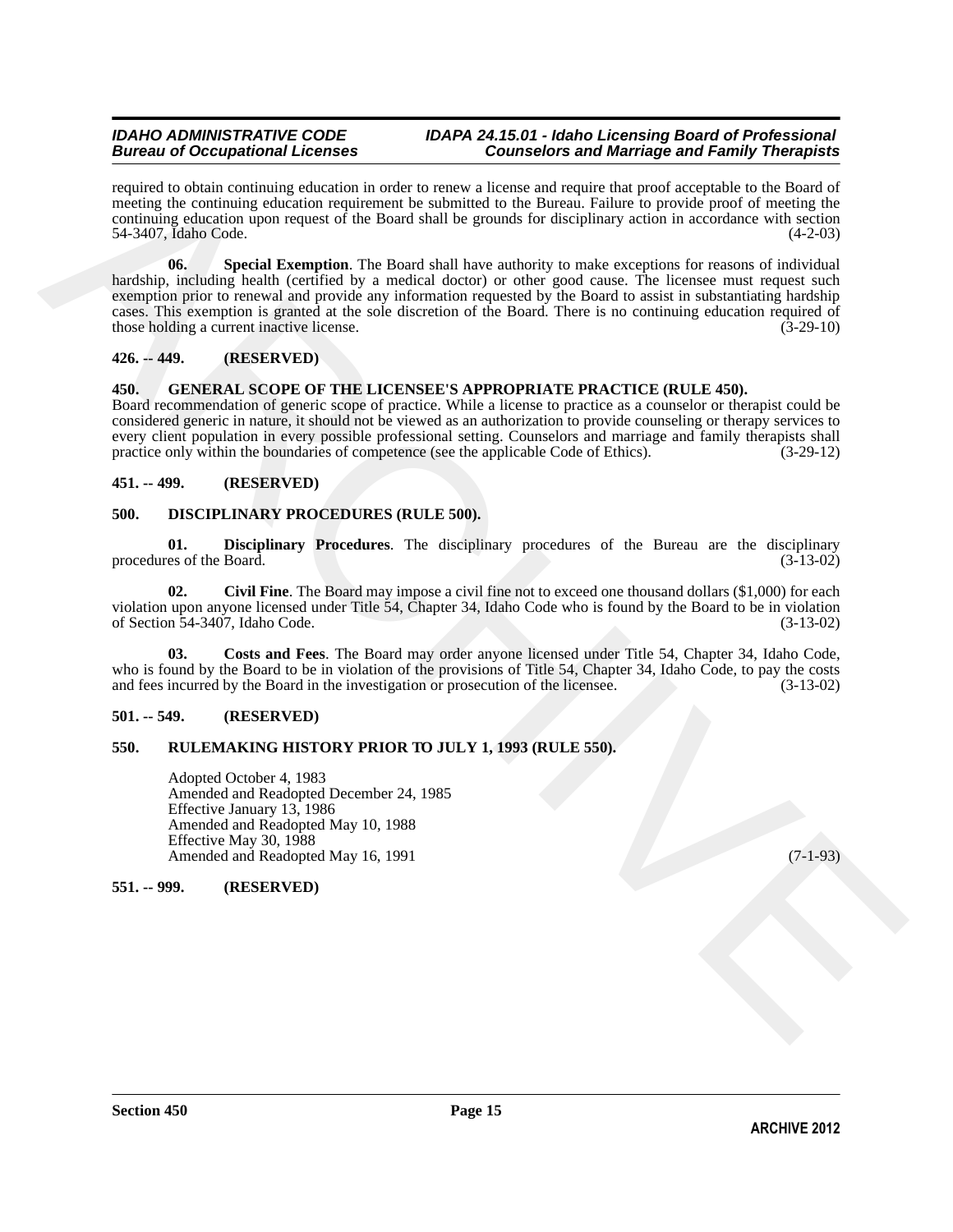required to obtain continuing education in order to renew a license and require that proof acceptable to the Board of meeting the continuing education requirement be submitted to the Bureau. Failure to provide proof of meeting the continuing education upon request of the Board shall be grounds for disciplinary action in accordance with section 54-3407, Idaho Code. (4-2-03)

**06. Special Exemption**. The Board shall have authority to make exceptions for reasons of individual hardship, including health (certified by a medical doctor) or other good cause. The licensee must request such exemption prior to renewal and provide any information requested by the Board to assist in substantiating hardship cases. This exemption is granted at the sole discretion of the Board. There is no continuing education required of those holding a current inactive license. (3-29-10)

**426. -- 449. (RESERVED)**

**450. GENERAL SCOPE OF THE LICENSEE'S APPROPRIATE PRACTICE (RULE 450).**

Board recommendation of generic scope of practice. While a license to practice as a counselor or therapist could be considered generic in nature, it should not be viewed as an authorization to provide counseling or therapy services to every client population in every possible professional setting. Counselors and marriage and family therapists shall practice only within the boundaries of competence (see the applicable Code of Ethics). (3-29-12)

**451. -- 499. (RESERVED)**

**500. DISCIPLINARY PROCEDURES (RULE 500).**

**01. Disciplinary Procedures**. The disciplinary procedures of the Bureau are the disciplinary procedures of the Board. (3-13-02)

**02. Civil Fine**. The Board may impose a civil fine not to exceed one thousand dollars ($1,000) for each violation upon anyone licensed under Title 54, Chapter 34, Idaho Code who is found by the Board to be in violation of Section 54-3407, Idaho Code. (3-13-02)

**03. Costs and Fees**. The Board may order anyone licensed under Title 54, Chapter 34, Idaho Code, who is found by the Board to be in violation of the provisions of Title 54, Chapter 34, Idaho Code, to pay the costs and fees incurred by the Board in the investigation or prosecution of the licensee. (3-13-02)

**501. -- 549. (RESERVED)**

**550. RULEMAKING HISTORY PRIOR TO JULY 1, 1993 (RULE 550).**

Adopted October 4, 1983
Amended and Readopted December 24, 1985
Effective January 13, 1986
Amended and Readopted May 10, 1988
Effective May 30, 1988
Amended and Readopted May 16, 1991 (7-1-93)

**551. -- 999. (RESERVED)**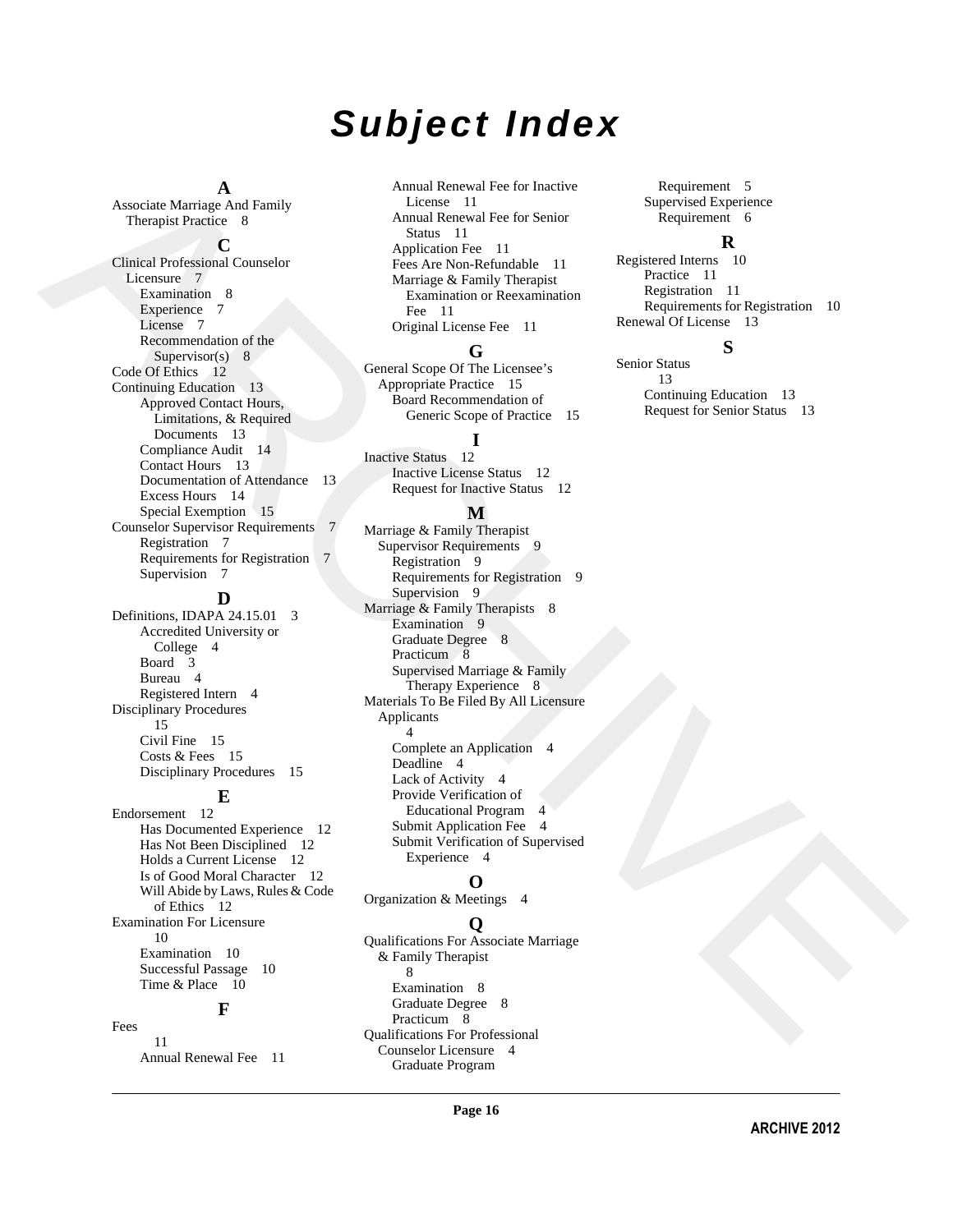# Subject Index

**A**

Associate Marriage And Family Therapist Practice 8

**C**

Clinical Professional Counselor Licensure 7
- Examination 8
- Experience 7
- License 7
- Recommendation of the Supervisor(s) 8

Code Of Ethics 12

Continuing Education 13
- Approved Contact Hours, Limitations, & Required Documents 13
- Compliance Audit 14
- Contact Hours 13
- Documentation of Attendance 13
- Excess Hours 14
- Special Exemption 15

Counselor Supervisor Requirements 7
- Registration 7
- Requirements for Registration 7
- Supervision 7

**D**

Definitions, IDAPA 24.15.01 3
- Accredited University or College 4
- Board 3
- Bureau 4
- Registered Intern 4

Disciplinary Procedures 15
- Civil Fine 15
- Costs & Fees 15
- Disciplinary Procedures 15

**E**

Endorsement 12
- Has Documented Experience 12
- Has Not Been Disciplined 12
- Holds a Current License 12
- Is of Good Moral Character 12
- Will Abide by Laws, Rules & Code of Ethics 12

Examination For Licensure 10
- Examination 10
- Successful Passage 10
- Time & Place 10

**F**

Fees 11
- Annual Renewal Fee 11
- Annual Renewal Fee for Inactive License 11
- Annual Renewal Fee for Senior Status 11
- Application Fee 11
- Fees Are Non-Refundable 11
- Marriage & Family Therapist Examination or Reexamination Fee 11
- Original License Fee 11

**G**

General Scope Of The Licensee's Appropriate Practice 15
- Board Recommendation of Generic Scope of Practice 15

**I**

Inactive Status 12
- Inactive License Status 12
- Request for Inactive Status 12

**M**

Marriage & Family Therapist Supervisor Requirements 9
- Registration 9
- Requirements for Registration 9
- Supervision 9

Marriage & Family Therapists 8
- Examination 9
- Graduate Degree 8
- Practicum 8
- Supervised Marriage & Family Therapy Experience 8

Materials To Be Filed By All Licensure Applicants 4
- Complete an Application 4
- Deadline 4
- Lack of Activity 4
- Provide Verification of Educational Program 4
- Submit Application Fee 4
- Submit Verification of Supervised Experience 4

**O**

Organization & Meetings 4

**Q**

Qualifications For Associate Marriage & Family Therapist 8
- Examination 8
- Graduate Degree 8
- Practicum 8

Qualifications For Professional Counselor Licensure 4
- Graduate Program Requirement 5
- Supervised Experience Requirement 6

**R**

Registered Interns 10
- Practice 11
- Registration 11
- Requirements for Registration 10

Renewal Of License 13

**S**

Senior Status 13
- Continuing Education 13
- Request for Senior Status 13